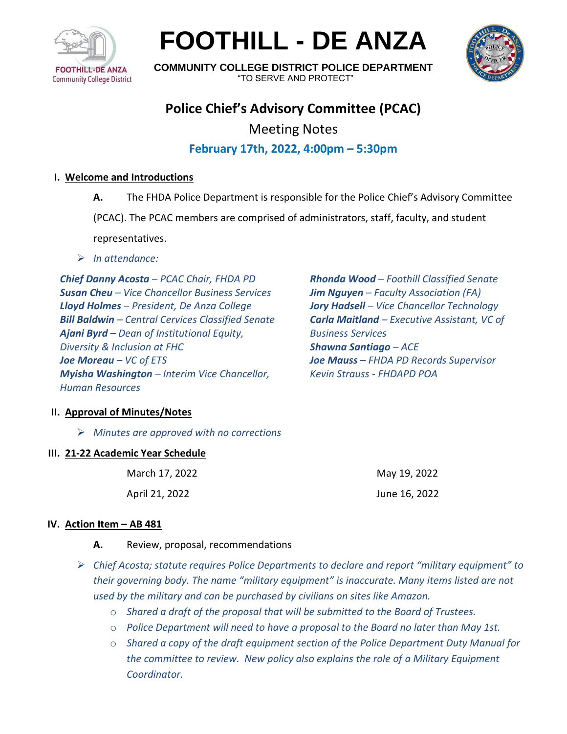# FOOTHILL - DE ANZA

**COMMUNITY COLLEGE DISTRICT POLICE DEPARTMENT**
"TO SERVE AND PROTECT"

## Police Chief's Advisory Committee (PCAC)

Meeting Notes

**February 17th, 2022, 4:00pm – 5:30pm**

**I. Welcome and Introductions**

**A.** The FHDA Police Department is responsible for the Police Chief's Advisory Committee (PCAC). The PCAC members are comprised of administrators, staff, faculty, and student representatives.

- *In attendance:*

***Chief Danny Acosta*** *– PCAC Chair, FHDA PD*
***Susan Cheu*** *– Vice Chancellor Business Services*
***Lloyd Holmes*** *– President, De Anza College*
***Bill Baldwin*** *– Central Cervices Classified Senate*
***Ajani Byrd*** *– Dean of Institutional Equity, Diversity & Inclusion at FHC*
***Joe Moreau*** *– VC of ETS*
***Myisha Washington*** *– Interim Vice Chancellor, Human Resources*
***Rhonda Wood*** *– Foothill Classified Senate*
***Jim Nguyen*** *– Faculty Association (FA)*
***Jory Hadsell*** *– Vice Chancellor Technology*
***Carla Maitland*** *– Executive Assistant, VC of Business Services*
***Shawna Santiago*** *– ACE*
***Joe Mauss*** *– FHDA PD Records Supervisor*
*Kevin Strauss - FHDAPD POA*

**II. Approval of Minutes/Notes**

- *Minutes are approved with no corrections*

**III. 21-22 Academic Year Schedule**

March 17, 2022
April 21, 2022
May 19, 2022
June 16, 2022

**IV. Action Item – AB 481**

**A.** Review, proposal, recommendations

- *Chief Acosta; statute requires Police Departments to declare and report "military equipment" to their governing body. The name "military equipment" is inaccurate. Many items listed are not used by the military and can be purchased by civilians on sites like Amazon.*
  - *Shared a draft of the proposal that will be submitted to the Board of Trustees.*
  - *Police Department will need to have a proposal to the Board no later than May 1st.*
  - *Shared a copy of the draft equipment section of the Police Department Duty Manual for the committee to review. New policy also explains the role of a Military Equipment Coordinator.*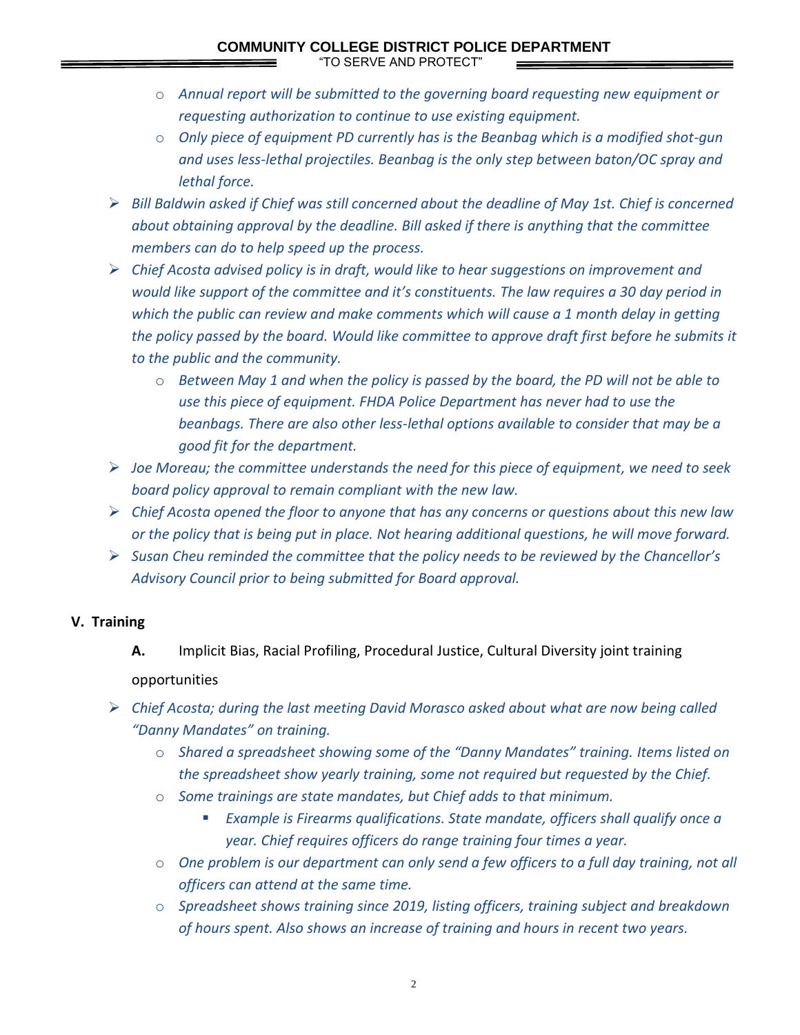- *Annual report will be submitted to the governing board requesting new equipment or requesting authorization to continue to use existing equipment.*
  - *Only piece of equipment PD currently has is the Beanbag which is a modified shot-gun and uses less-lethal projectiles. Beanbag is the only step between baton/OC spray and lethal force.*
- *Bill Baldwin asked if Chief was still concerned about the deadline of May 1st. Chief is concerned about obtaining approval by the deadline. Bill asked if there is anything that the committee members can do to help speed up the process.*
- *Chief Acosta advised policy is in draft, would like to hear suggestions on improvement and would like support of the committee and it's constituents. The law requires a 30 day period in which the public can review and make comments which will cause a 1 month delay in getting the policy passed by the board. Would like committee to approve draft first before he submits it to the public and the community.*
  - *Between May 1 and when the policy is passed by the board, the PD will not be able to use this piece of equipment. FHDA Police Department has never had to use the beanbags. There are also other less-lethal options available to consider that may be a good fit for the department.*
- *Joe Moreau; the committee understands the need for this piece of equipment, we need to seek board policy approval to remain compliant with the new law.*
- *Chief Acosta opened the floor to anyone that has any concerns or questions about this new law or the policy that is being put in place. Not hearing additional questions, he will move forward.*
- *Susan Cheu reminded the committee that the policy needs to be reviewed by the Chancellor's Advisory Council prior to being submitted for Board approval.*

## V. Training

**A.** Implicit Bias, Racial Profiling, Procedural Justice, Cultural Diversity joint training opportunities

- *Chief Acosta; during the last meeting David Morasco asked about what are now being called "Danny Mandates" on training.*
  - *Shared a spreadsheet showing some of the "Danny Mandates" training. Items listed on the spreadsheet show yearly training, some not required but requested by the Chief.*
  - *Some trainings are state mandates, but Chief adds to that minimum.*
    - *Example is Firearms qualifications. State mandate, officers shall qualify once a year. Chief requires officers do range training four times a year.*
  - *One problem is our department can only send a few officers to a full day training, not all officers can attend at the same time.*
  - *Spreadsheet shows training since 2019, listing officers, training subject and breakdown of hours spent. Also shows an increase of training and hours in recent two years.*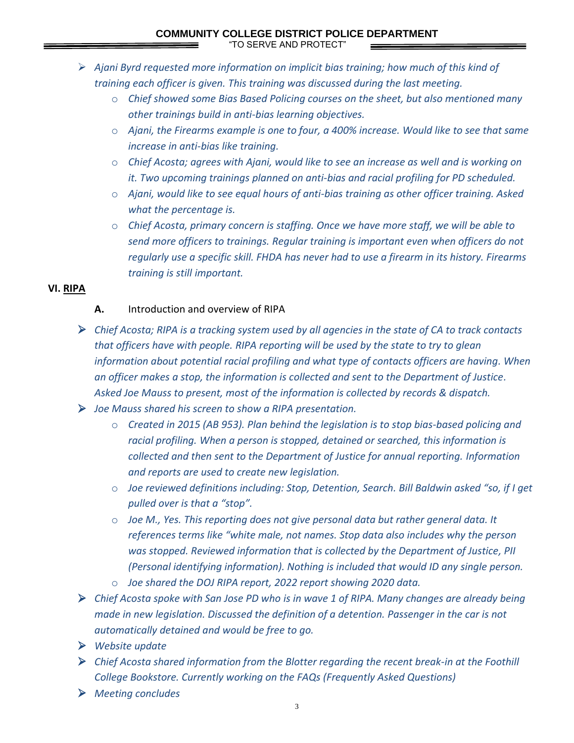- *Ajani Byrd requested more information on implicit bias training; how much of this kind of training each officer is given. This training was discussed during the last meeting.*
  - *Chief showed some Bias Based Policing courses on the sheet, but also mentioned many other trainings build in anti-bias learning objectives.*
  - *Ajani, the Firearms example is one to four, a 400% increase. Would like to see that same increase in anti-bias like training.*
  - *Chief Acosta; agrees with Ajani, would like to see an increase as well and is working on it. Two upcoming trainings planned on anti-bias and racial profiling for PD scheduled.*
  - *Ajani, would like to see equal hours of anti-bias training as other officer training. Asked what the percentage is.*
  - *Chief Acosta, primary concern is staffing. Once we have more staff, we will be able to send more officers to trainings. Regular training is important even when officers do not regularly use a specific skill. FHDA has never had to use a firearm in its history. Firearms training is still important.*

## VI. RIPA

**A.** Introduction and overview of RIPA

- *Chief Acosta; RIPA is a tracking system used by all agencies in the state of CA to track contacts that officers have with people. RIPA reporting will be used by the state to try to glean information about potential racial profiling and what type of contacts officers are having. When an officer makes a stop, the information is collected and sent to the Department of Justice. Asked Joe Mauss to present, most of the information is collected by records & dispatch.*
- *Joe Mauss shared his screen to show a RIPA presentation.*
  - *Created in 2015 (AB 953). Plan behind the legislation is to stop bias-based policing and racial profiling. When a person is stopped, detained or searched, this information is collected and then sent to the Department of Justice for annual reporting. Information and reports are used to create new legislation.*
  - *Joe reviewed definitions including: Stop, Detention, Search. Bill Baldwin asked "so, if I get pulled over is that a "stop".*
  - *Joe M., Yes. This reporting does not give personal data but rather general data. It references terms like "white male, not names. Stop data also includes why the person was stopped. Reviewed information that is collected by the Department of Justice, PII (Personal identifying information). Nothing is included that would ID any single person.*
  - *Joe shared the DOJ RIPA report, 2022 report showing 2020 data.*
- *Chief Acosta spoke with San Jose PD who is in wave 1 of RIPA. Many changes are already being made in new legislation. Discussed the definition of a detention. Passenger in the car is not automatically detained and would be free to go.*
- *Website update*
- *Chief Acosta shared information from the Blotter regarding the recent break-in at the Foothill College Bookstore. Currently working on the FAQs (Frequently Asked Questions)*
- *Meeting concludes*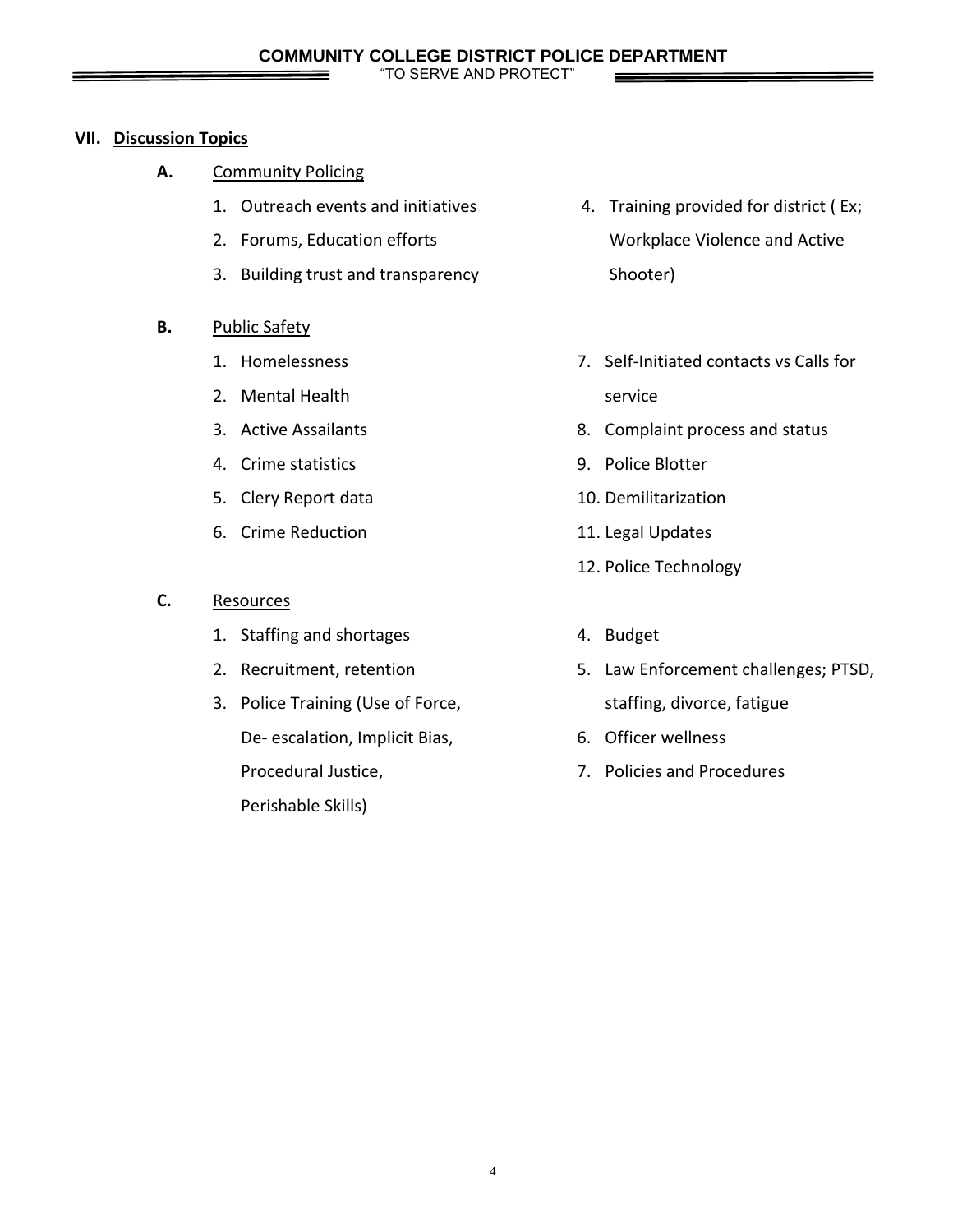## VII. Discussion Topics

### A. Community Policing

1. Outreach events and initiatives
2. Forums, Education efforts
3. Building trust and transparency
4. Training provided for district ( Ex; Workplace Violence and Active Shooter)

### B. Public Safety

1. Homelessness
2. Mental Health
3. Active Assailants
4. Crime statistics
5. Clery Report data
6. Crime Reduction
7. Self-Initiated contacts vs Calls for service
8. Complaint process and status
9. Police Blotter
10. Demilitarization
11. Legal Updates
12. Police Technology

### C. Resources

1. Staffing and shortages
2. Recruitment, retention
3. Police Training (Use of Force, De- escalation, Implicit Bias, Procedural Justice, Perishable Skills)
4. Budget
5. Law Enforcement challenges; PTSD, staffing, divorce, fatigue
6. Officer wellness
7. Policies and Procedures